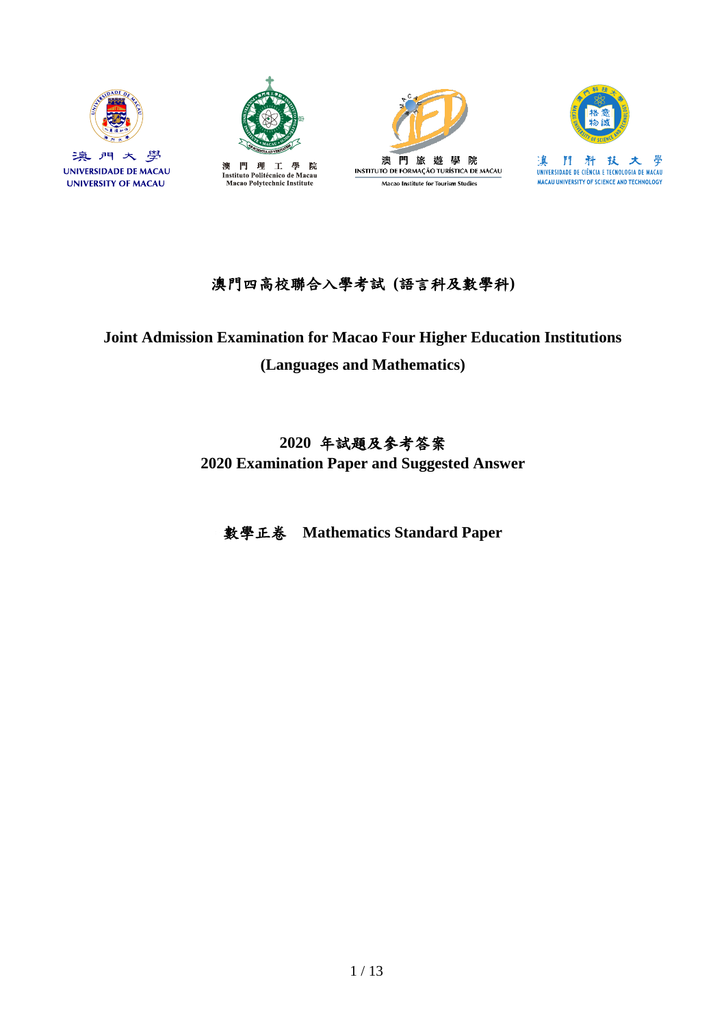澳門大學
UNIVERSIDADE DE MACAU
UNIVERSITY OF MACAU

澳門理工學院
Instituto Politécnico de Macau
Macao Polytechnic Institute

澳門旅遊學院
INSTITUTO DE FORMAÇÃO TURÍSTICA DE MACAU
Macao Institute for Tourism Studies

澳門科技大學
UNIVERSIDADE DE CIÊNCIA E TECNOLOGIA DE MACAU
MACAU UNIVERSITY OF SCIENCE AND TECHNOLOGY

# 澳門四高校聯合入學考試 (語言科及數學科)

# Joint Admission Examination for Macao Four Higher Education Institutions (Languages and Mathematics)

## 2020 年試題及參考答案
## 2020 Examination Paper and Suggested Answer

## 數學正卷 Mathematics Standard Paper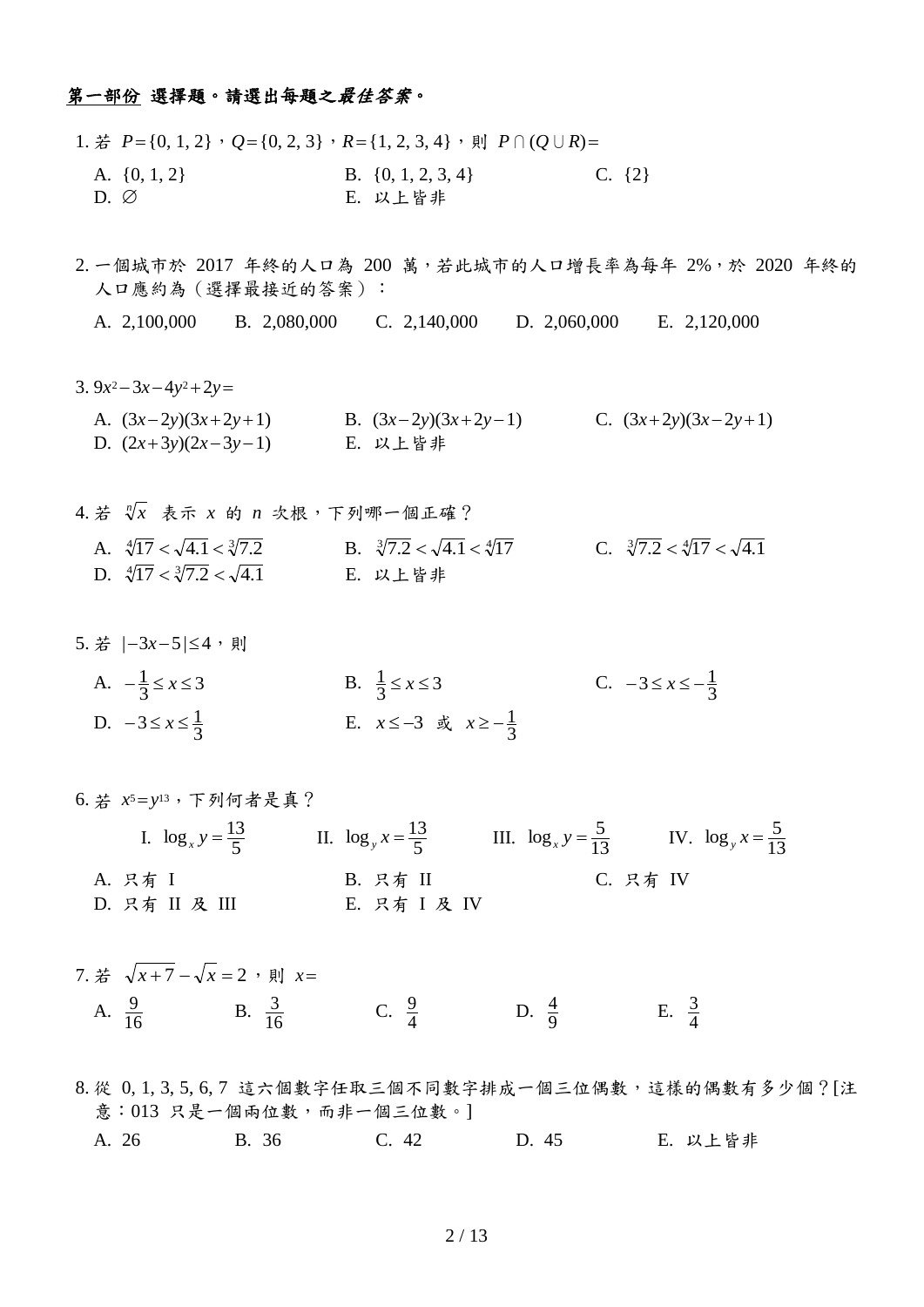**<u>第一部份</u> 選擇題。請選出每題之*最佳答案*。**

1. 若 $P=\{0, 1, 2\}$，$Q=\{0, 2, 3\}$，$R=\{1, 2, 3, 4\}$，則 $P\cap(Q\cup R)=$

   A. $\{0, 1, 2\}$　　B. $\{0, 1, 2, 3, 4\}$　　C. $\{2\}$
   D. $\varnothing$　　E. 以上皆非

2. 一個城市於 2017 年終的人口為 200 萬，若此城市的人口增長率為每年 2%，於 2020 年終的人口應約為（選擇最接近的答案）：

   A. 2,100,000　　B. 2,080,000　　C. 2,140,000　　D. 2,060,000　　E. 2,120,000

3. $9x^2-3x-4y^2+2y=$

   A. $(3x-2y)(3x+2y+1)$　　B. $(3x-2y)(3x+2y-1)$　　C. $(3x+2y)(3x-2y+1)$
   D. $(2x+3y)(2x-3y-1)$　　E. 以上皆非

4. 若 $\sqrt[n]{x}$ 表示 $x$ 的 $n$ 次根，下列哪一個正確？

   A. $\sqrt[4]{17}<\sqrt{4.1}<\sqrt[3]{7.2}$　　B. $\sqrt[3]{7.2}<\sqrt{4.1}<\sqrt[4]{17}$　　C. $\sqrt[3]{7.2}<\sqrt[4]{17}<\sqrt{4.1}$
   D. $\sqrt[4]{17}<\sqrt[3]{7.2}<\sqrt{4.1}$　　E. 以上皆非

5. 若 $|-3x-5|\le 4$，則

   A. $-\frac{1}{3}\le x\le 3$　　B. $\frac{1}{3}\le x\le 3$　　C. $-3\le x\le -\frac{1}{3}$
   D. $-3\le x\le \frac{1}{3}$　　E. $x\le -3$ 或 $x\ge -\frac{1}{3}$

6. 若 $x^5=y^{13}$，下列何者是真？

   I. $\log_x y=\frac{13}{5}$　　II. $\log_y x=\frac{13}{5}$　　III. $\log_x y=\frac{5}{13}$　　IV. $\log_y x=\frac{5}{13}$

   A. 只有 I　　B. 只有 II　　C. 只有 IV
   D. 只有 II 及 III　　E. 只有 I 及 IV

7. 若 $\sqrt{x+7}-\sqrt{x}=2$，則 $x=$

   A. $\frac{9}{16}$　　B. $\frac{3}{16}$　　C. $\frac{9}{4}$　　D. $\frac{4}{9}$　　E. $\frac{3}{4}$

8. 從 0, 1, 3, 5, 6, 7 這六個數字任取三個不同數字排成一個三位偶數，這樣的偶數有多少個？[注意：013 只是一個兩位數，而非一個三位數。]

   A. 26　　B. 36　　C. 42　　D. 45　　E. 以上皆非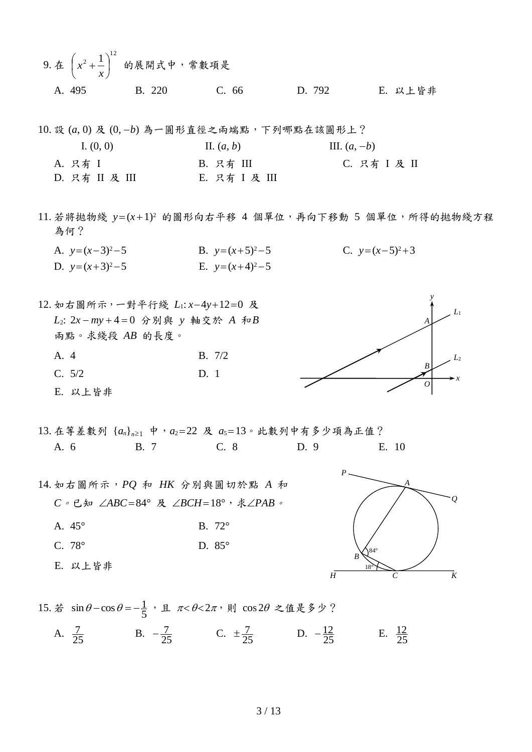9. 在 $\left(x^2+\dfrac{1}{x}\right)^{12}$ 的展開式中，常數項是

A. 495　　B. 220　　C. 66　　D. 792　　E. 以上皆非

10. 設 $(a, 0)$ 及 $(0, -b)$ 為一圓形直徑之兩端點，下列哪點在該圓形上？

I. $(0, 0)$　　II. $(a, b)$　　III. $(a, -b)$

A. 只有 I　　B. 只有 III　　C. 只有 I 及 II
D. 只有 II 及 III　　E. 只有 I 及 III

11. 若將拋物綫 $y=(x+1)^2$ 的圖形向右平移 4 個單位，再向下移動 5 個單位，所得的拋物綫方程為何？

A. $y=(x-3)^2-5$　　B. $y=(x+5)^2-5$　　C. $y=(x-5)^2+3$
D. $y=(x+3)^2-5$　　E. $y=(x+4)^2-5$

12. 如右圖所示，一對平行綫 $L_1$: $x-4y+12=0$ 及 $L_2$: $2x-my+4=0$ 分別與 $y$ 軸交於 $A$ 和 $B$ 兩點。求綫段 $AB$ 的長度。

A. 4　　B. 7/2
C. 5/2　　D. 1
E. 以上皆非

13. 在等差數列 $\{a_n\}_{n\geq 1}$ 中，$a_2=22$ 及 $a_5=13$。此數列中有多少項為正值？

A. 6　　B. 7　　C. 8　　D. 9　　E. 10

14. 如右圖所示，$PQ$ 和 $HK$ 分別與圓切於點 $A$ 和 $C$。已知 $\angle ABC=84°$ 及 $\angle BCH=18°$，求$\angle PAB$。

A. 45°　　B. 72°
C. 78°　　D. 85°
E. 以上皆非

15. 若 $\sin\theta-\cos\theta=-\dfrac{1}{5}$，且 $\pi<\theta<2\pi$，則 $\cos 2\theta$ 之值是多少？

A. $\dfrac{7}{25}$　　B. $-\dfrac{7}{25}$　　C. $\pm\dfrac{7}{25}$　　D. $-\dfrac{12}{25}$　　E. $\dfrac{12}{25}$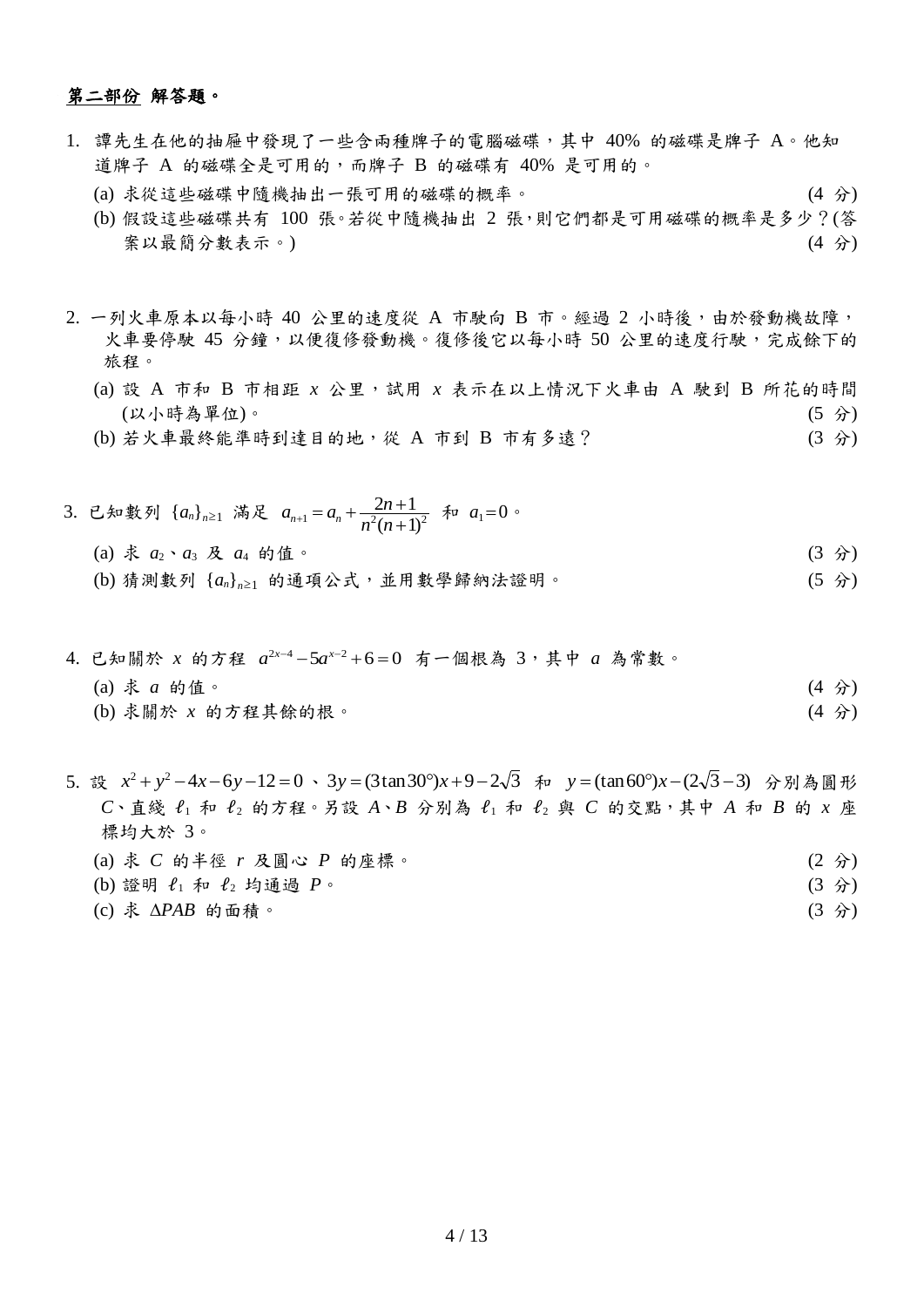**第二部份 解答題。**

1. 譚先生在他的抽屜中發現了一些含兩種牌子的電腦磁碟，其中 40% 的磁碟是牌子 A。他知道牌子 A 的磁碟全是可用的，而牌子 B 的磁碟有 40% 是可用的。

   (a) 求從這些磁碟中隨機抽出一張可用的磁碟的概率。 (4 分)

   (b) 假設這些磁碟共有 100 張。若從中隨機抽出 2 張，則它們都是可用磁碟的概率是多少？(答案以最簡分數表示。) (4 分)

2. 一列火車原本以每小時 40 公里的速度從 A 市駛向 B 市。經過 2 小時後，由於發動機故障，火車要停駛 45 分鐘，以便復修發動機。復修後它以每小時 50 公里的速度行駛，完成餘下的旅程。

   (a) 設 A 市和 B 市相距 $x$ 公里，試用 $x$ 表示在以上情況下火車由 A 駛到 B 所花的時間 (以小時為單位)。 (5 分)

   (b) 若火車最終能準時到達目的地，從 A 市到 B 市有多遠？ (3 分)

3. 已知數列 $\{a_n\}_{n\geq 1}$ 滿足 $a_{n+1} = a_n + \dfrac{2n+1}{n^2(n+1)^2}$ 和 $a_1 = 0$。

   (a) 求 $a_2$、$a_3$ 及 $a_4$ 的值。 (3 分)

   (b) 猜測數列 $\{a_n\}_{n\geq 1}$ 的通項公式，並用數學歸納法證明。 (5 分)

4. 已知關於 $x$ 的方程 $a^{2x-4} - 5a^{x-2} + 6 = 0$ 有一個根為 3，其中 $a$ 為常數。

   (a) 求 $a$ 的值。 (4 分)

   (b) 求關於 $x$ 的方程其餘的根。 (4 分)

5. 設 $x^2 + y^2 - 4x - 6y - 12 = 0$ 、$3y = (3\tan 30°)x + 9 - 2\sqrt{3}$ 和 $y = (\tan 60°)x - (2\sqrt{3} - 3)$ 分別為圓形 $C$、直綫 $\ell_1$ 和 $\ell_2$ 的方程。另設 $A$、$B$ 分別為 $\ell_1$ 和 $\ell_2$ 與 $C$ 的交點，其中 $A$ 和 $B$ 的 $x$ 座標均大於 3。

   (a) 求 $C$ 的半徑 $r$ 及圓心 $P$ 的座標。 (2 分)

   (b) 證明 $\ell_1$ 和 $\ell_2$ 均通過 $P$。 (3 分)

   (c) 求 $\Delta PAB$ 的面積。 (3 分)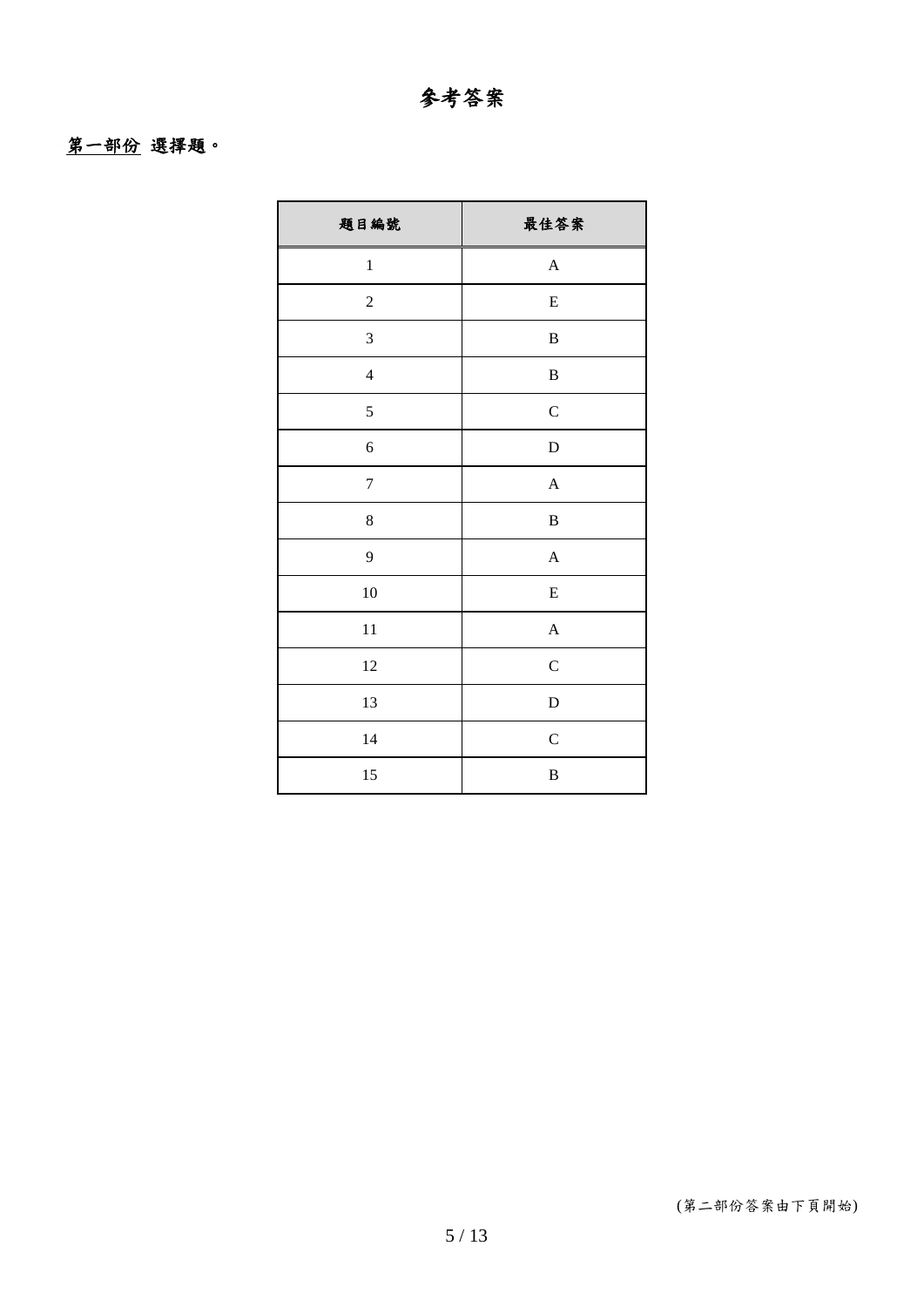# 參考答案

**<u>第一部份</u> 選擇題。**

| 題目編號 | 最佳答案 |
|---|---|
| 1 | A |
| 2 | E |
| 3 | B |
| 4 | B |
| 5 | C |
| 6 | D |
| 7 | A |
| 8 | B |
| 9 | A |
| 10 | E |
| 11 | A |
| 12 | C |
| 13 | D |
| 14 | C |
| 15 | B |

(第二部份答案由下頁開始)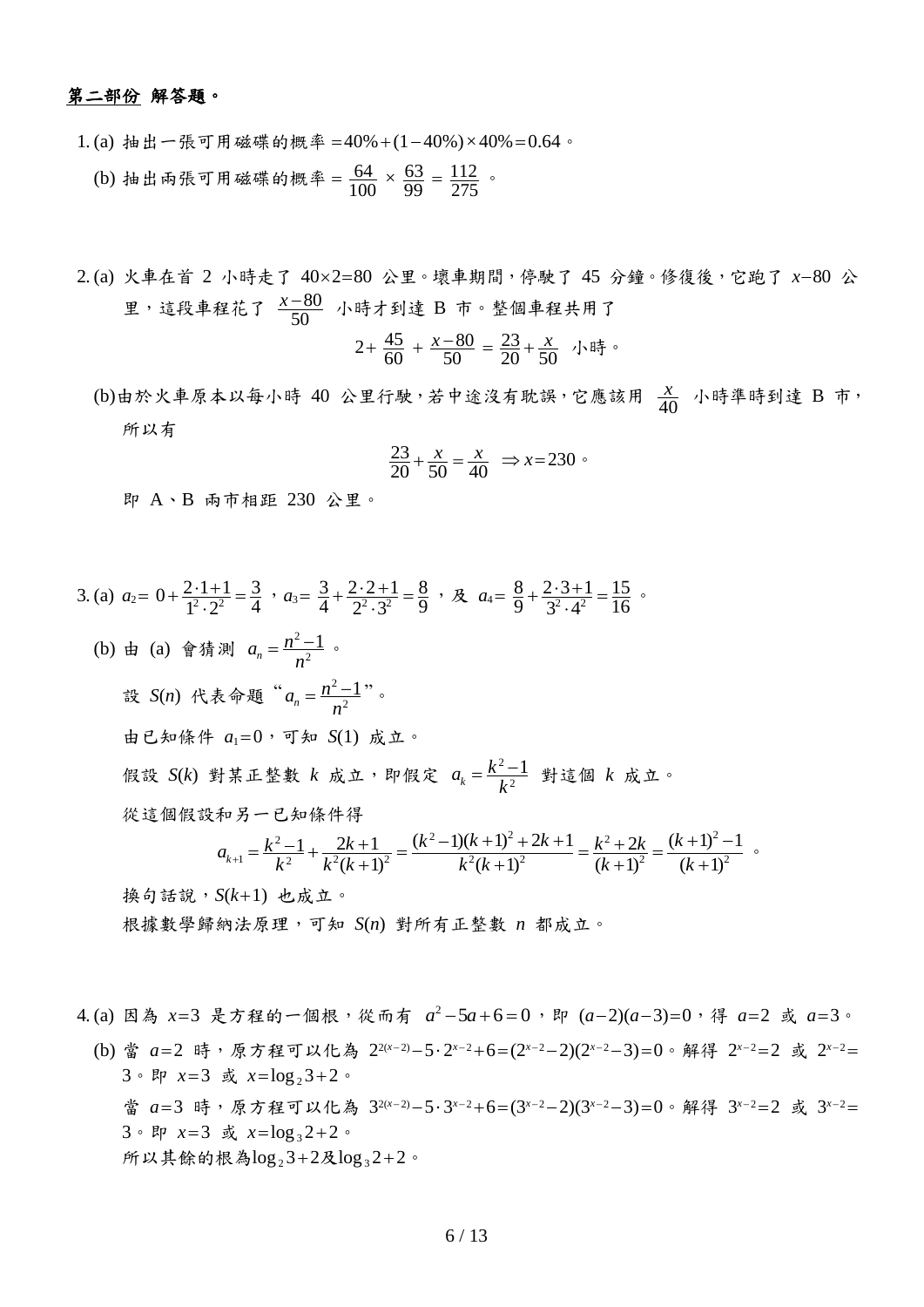**第二部份 解答題。**

1. (a) 抽出一張可用磁碟的概率 $=40\%+(1-40\%)\times 40\%=0.64$。

   (b) 抽出兩張可用磁碟的概率 $=\dfrac{64}{100}\times\dfrac{63}{99}=\dfrac{112}{275}$。

2. (a) 火車在首 2 小時走了 $40\times 2=80$ 公里。壞車期間，停駛了 45 分鐘。修復後，它跑了 $x-80$ 公里，這段車程花了 $\dfrac{x-80}{50}$ 小時才到達 B 市。整個車程共用了

$$2+\frac{45}{60}+\frac{x-80}{50}=\frac{23}{20}+\frac{x}{50}\ \text{小時。}$$

   (b) 由於火車原本以每小時 40 公里行駛，若中途沒有耽誤，它應該用 $\dfrac{x}{40}$ 小時準時到達 B 市，所以有

$$\frac{23}{20}+\frac{x}{50}=\frac{x}{40}\ \Rightarrow x=230\text{。}$$

   即 A、B 兩市相距 230 公里。

3. (a) $a_2=0+\dfrac{2\cdot 1+1}{1^2\cdot 2^2}=\dfrac{3}{4}$，$a_3=\dfrac{3}{4}+\dfrac{2\cdot 2+1}{2^2\cdot 3^2}=\dfrac{8}{9}$，及 $a_4=\dfrac{8}{9}+\dfrac{2\cdot 3+1}{3^2\cdot 4^2}=\dfrac{15}{16}$。

   (b) 由 (a) 會猜測 $a_n=\dfrac{n^2-1}{n^2}$。

   設 $S(n)$ 代表命題“$a_n=\dfrac{n^2-1}{n^2}$”。

   由已知條件 $a_1=0$，可知 $S(1)$ 成立。

   假設 $S(k)$ 對某正整數 $k$ 成立，即假定 $a_k=\dfrac{k^2-1}{k^2}$ 對這個 $k$ 成立。

   從這個假設和另一已知條件得

$$a_{k+1}=\frac{k^2-1}{k^2}+\frac{2k+1}{k^2(k+1)^2}=\frac{(k^2-1)(k+1)^2+2k+1}{k^2(k+1)^2}=\frac{k^2+2k}{(k+1)^2}=\frac{(k+1)^2-1}{(k+1)^2}\text{。}$$

   換句話說，$S(k+1)$ 也成立。

   根據數學歸納法原理，可知 $S(n)$ 對所有正整數 $n$ 都成立。

4. (a) 因為 $x=3$ 是方程的一個根，從而有 $a^2-5a+6=0$，即 $(a-2)(a-3)=0$，得 $a=2$ 或 $a=3$。

   (b) 當 $a=2$ 時，原方程可以化為 $2^{2(x-2)}-5\cdot 2^{x-2}+6=(2^{x-2}-2)(2^{x-2}-3)=0$。解得 $2^{x-2}=2$ 或 $2^{x-2}=3$。即 $x=3$ 或 $x=\log_2 3+2$。

   當 $a=3$ 時，原方程可以化為 $3^{2(x-2)}-5\cdot 3^{x-2}+6=(3^{x-2}-2)(3^{x-2}-3)=0$。解得 $3^{x-2}=2$ 或 $3^{x-2}=3$。即 $x=3$ 或 $x=\log_3 2+2$。

   所以其餘的根為 $\log_2 3+2$ 及 $\log_3 2+2$。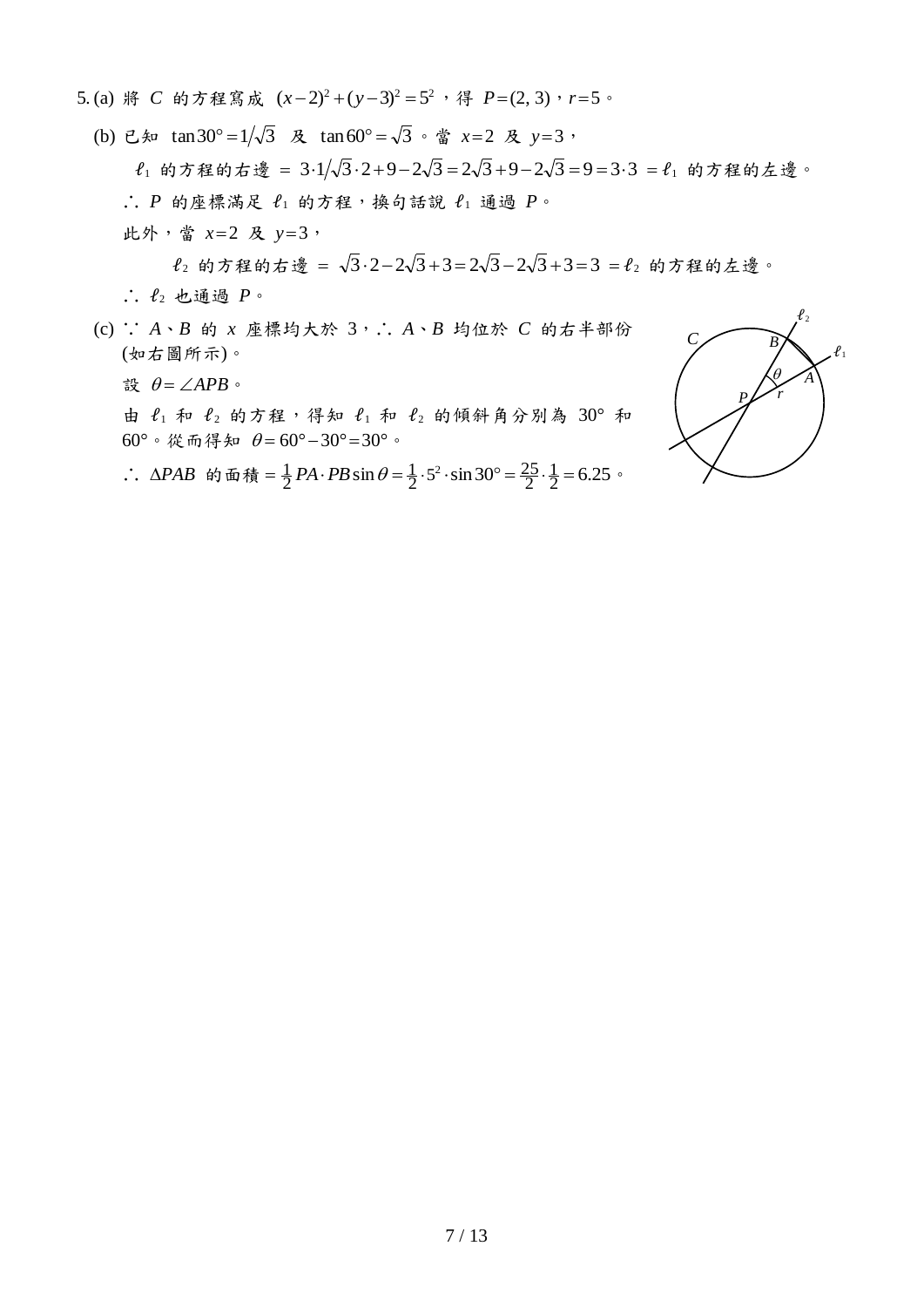5. (a) 將 $C$ 的方程寫成 $(x-2)^2+(y-3)^2=5^2$，得 $P=(2, 3)$，$r=5$。

(b) 已知 $\tan 30°=1/\sqrt{3}$ 及 $\tan 60°=\sqrt{3}$。當 $x=2$ 及 $y=3$，

$\ell_1$ 的方程的右邊 $= 3\cdot 1/\sqrt{3}\cdot 2+9-2\sqrt{3}=2\sqrt{3}+9-2\sqrt{3}=9=3\cdot 3$ $=\ell_1$ 的方程的左邊。

$\therefore$ $P$ 的座標滿足 $\ell_1$ 的方程，換句話說 $\ell_1$ 通過 $P$。

此外，當 $x=2$ 及 $y=3$，

$\ell_2$ 的方程的右邊 $= \sqrt{3}\cdot 2-2\sqrt{3}+3=2\sqrt{3}-2\sqrt{3}+3=3$ $=\ell_2$ 的方程的左邊。

$\therefore$ $\ell_2$ 也通過 $P$。

(c) $\because$ $A$、$B$ 的 $x$ 座標均大於 3，$\therefore$ $A$、$B$ 均位於 $C$ 的右半部份 (如右圖所示)。

設 $\theta=\angle APB$。

由 $\ell_1$ 和 $\ell_2$ 的方程，得知 $\ell_1$ 和 $\ell_2$ 的傾斜角分別為 $30°$ 和 $60°$。從而得知 $\theta=60°-30°=30°$。

$\therefore$ $\Delta PAB$ 的面積 $=\frac{1}{2}PA\cdot PB\sin\theta=\frac{1}{2}\cdot 5^2\cdot\sin 30°=\frac{25}{2}\cdot\frac{1}{2}=6.25$。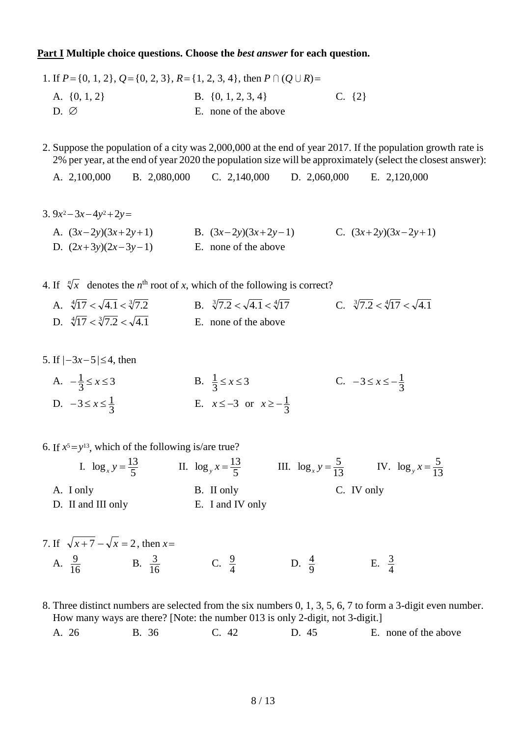**<u>Part I</u> Multiple choice questions. Choose the *best answer* for each question.**

1. If $P = \{0, 1, 2\}$, $Q = \{0, 2, 3\}$, $R = \{1, 2, 3, 4\}$, then $P \cap (Q \cup R) =$

   A. $\{0, 1, 2\}$  B. $\{0, 1, 2, 3, 4\}$  C. $\{2\}$
   D. $\varnothing$  E. none of the above

2. Suppose the population of a city was 2,000,000 at the end of year 2017. If the population growth rate is 2% per year, at the end of year 2020 the population size will be approximately (select the closest answer):

   A. 2,100,000  B. 2,080,000  C. 2,140,000  D. 2,060,000  E. 2,120,000

3. $9x^2 - 3x - 4y^2 + 2y =$

   A. $(3x-2y)(3x+2y+1)$  B. $(3x-2y)(3x+2y-1)$  C. $(3x+2y)(3x-2y+1)$
   D. $(2x+3y)(2x-3y-1)$  E. none of the above

4. If $\sqrt[n]{x}$ denotes the $n^{\text{th}}$ root of $x$, which of the following is correct?

   A. $\sqrt[4]{17} < \sqrt{4.1} < \sqrt[3]{7.2}$  B. $\sqrt[3]{7.2} < \sqrt{4.1} < \sqrt[4]{17}$  C. $\sqrt[3]{7.2} < \sqrt[4]{17} < \sqrt{4.1}$
   D. $\sqrt[4]{17} < \sqrt[3]{7.2} < \sqrt{4.1}$  E. none of the above

5. If $|-3x-5| \le 4$, then

   A. $-\frac{1}{3} \le x \le 3$  B. $\frac{1}{3} \le x \le 3$  C. $-3 \le x \le -\frac{1}{3}$
   D. $-3 \le x \le \frac{1}{3}$  E. $x \le -3$ or $x \ge -\frac{1}{3}$

6. If $x^5 = y^{13}$, which of the following is/are true?

   I. $\log_x y = \frac{13}{5}$  II. $\log_y x = \frac{13}{5}$  III. $\log_x y = \frac{5}{13}$  IV. $\log_y x = \frac{5}{13}$

   A. I only  B. II only  C. IV only
   D. II and III only  E. I and IV only

7. If $\sqrt{x+7} - \sqrt{x} = 2$, then $x =$

   A. $\frac{9}{16}$  B. $\frac{3}{16}$  C. $\frac{9}{4}$  D. $\frac{4}{9}$  E. $\frac{3}{4}$

8. Three distinct numbers are selected from the six numbers 0, 1, 3, 5, 6, 7 to form a 3-digit even number. How many ways are there? [Note: the number 013 is only 2-digit, not 3-digit.]

   A. 26  B. 36  C. 42  D. 45  E. none of the above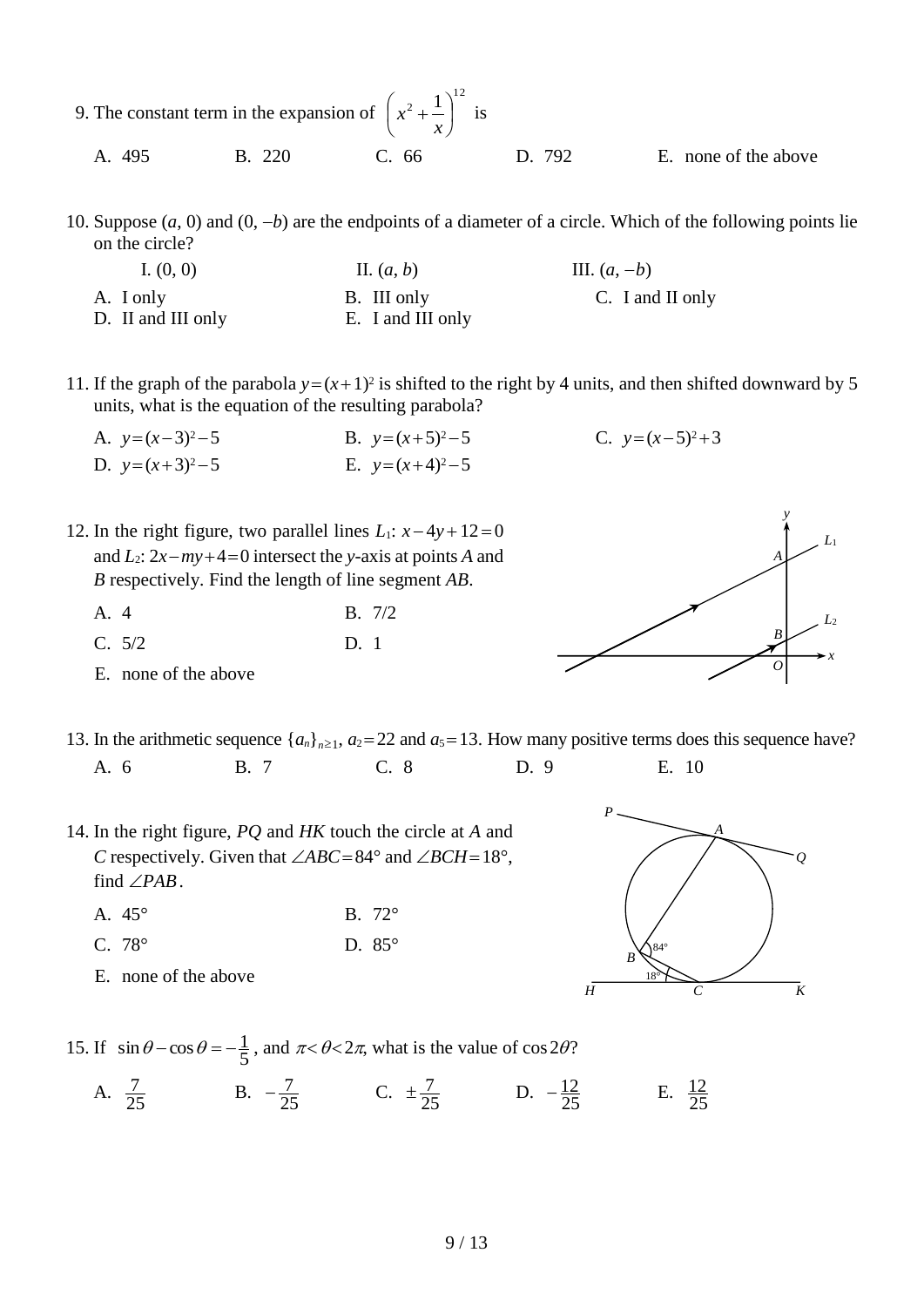9. The constant term in the expansion of $\left(x^2+\dfrac{1}{x}\right)^{12}$ is

A. 495 B. 220 C. 66 D. 792 E. none of the above

10. Suppose $(a, 0)$ and $(0, -b)$ are the endpoints of a diameter of a circle. Which of the following points lie on the circle?

I. $(0, 0)$ II. $(a, b)$ III. $(a, -b)$

A. I only B. III only C. I and II only
D. II and III only E. I and III only

11. If the graph of the parabola $y=(x+1)^2$ is shifted to the right by 4 units, and then shifted downward by 5 units, what is the equation of the resulting parabola?

A. $y=(x-3)^2-5$ B. $y=(x+5)^2-5$ C. $y=(x-5)^2+3$
D. $y=(x+3)^2-5$ E. $y=(x+4)^2-5$

12. In the right figure, two parallel lines $L_1$: $x-4y+12=0$ and $L_2$: $2x-my+4=0$ intersect the $y$-axis at points $A$ and $B$ respectively. Find the length of line segment $AB$.

A. 4 B. 7/2
C. 5/2 D. 1
E. none of the above

13. In the arithmetic sequence $\{a_n\}_{n\geq 1}$, $a_2=22$ and $a_5=13$. How many positive terms does this sequence have?

A. 6 B. 7 C. 8 D. 9 E. 10

14. In the right figure, $PQ$ and $HK$ touch the circle at $A$ and $C$ respectively. Given that $\angle ABC=84°$ and $\angle BCH=18°$, find $\angle PAB$.

A. 45° B. 72°
C. 78° D. 85°
E. none of the above

15. If $\sin\theta-\cos\theta=-\dfrac{1}{5}$, and $\pi<\theta<2\pi$, what is the value of $\cos 2\theta$?

A. $\dfrac{7}{25}$ B. $-\dfrac{7}{25}$ C. $\pm\dfrac{7}{25}$ D. $-\dfrac{12}{25}$ E. $\dfrac{12}{25}$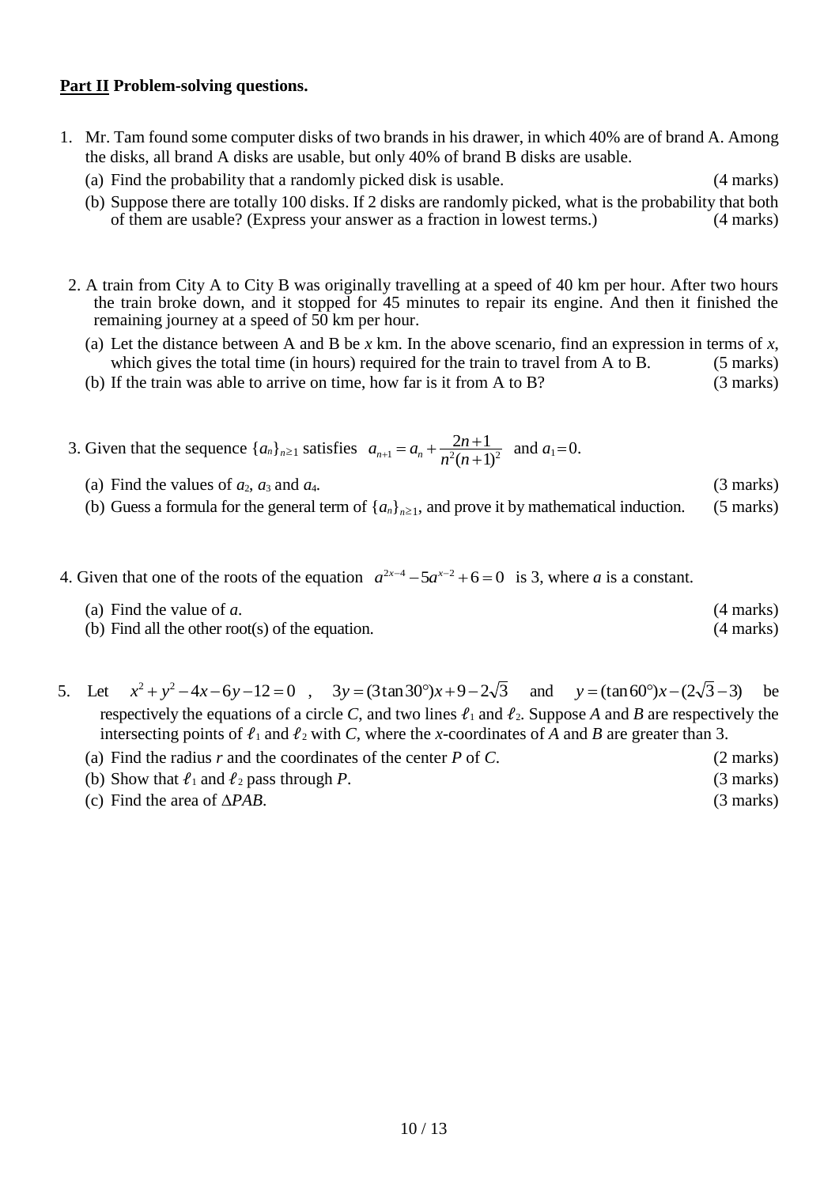**Part II** **Problem-solving questions.**

1. Mr. Tam found some computer disks of two brands in his drawer, in which 40% are of brand A. Among the disks, all brand A disks are usable, but only 40% of brand B disks are usable.
   (a) Find the probability that a randomly picked disk is usable. (4 marks)
   (b) Suppose there are totally 100 disks. If 2 disks are randomly picked, what is the probability that both of them are usable? (Express your answer as a fraction in lowest terms.) (4 marks)

2. A train from City A to City B was originally travelling at a speed of 40 km per hour. After two hours the train broke down, and it stopped for 45 minutes to repair its engine. And then it finished the remaining journey at a speed of 50 km per hour.
   (a) Let the distance between A and B be $x$ km. In the above scenario, find an expression in terms of $x$, which gives the total time (in hours) required for the train to travel from A to B. (5 marks)
   (b) If the train was able to arrive on time, how far is it from A to B? (3 marks)

3. Given that the sequence $\{a_n\}_{n\geq 1}$ satisfies $a_{n+1} = a_n + \dfrac{2n+1}{n^2(n+1)^2}$ and $a_1 = 0$.
   (a) Find the values of $a_2$, $a_3$ and $a_4$. (3 marks)
   (b) Guess a formula for the general term of $\{a_n\}_{n\geq 1}$, and prove it by mathematical induction. (5 marks)

4. Given that one of the roots of the equation $a^{2x-4} - 5a^{x-2} + 6 = 0$ is 3, where $a$ is a constant.
   (a) Find the value of $a$. (4 marks)
   (b) Find all the other root(s) of the equation. (4 marks)

5. Let $x^2 + y^2 - 4x - 6y - 12 = 0$ , $3y = (3\tan 30°)x + 9 - 2\sqrt{3}$ and $y = (\tan 60°)x - (2\sqrt{3} - 3)$ be respectively the equations of a circle $C$, and two lines $\ell_1$ and $\ell_2$. Suppose $A$ and $B$ are respectively the intersecting points of $\ell_1$ and $\ell_2$ with $C$, where the $x$-coordinates of $A$ and $B$ are greater than 3.
   (a) Find the radius $r$ and the coordinates of the center $P$ of $C$. (2 marks)
   (b) Show that $\ell_1$ and $\ell_2$ pass through $P$. (3 marks)
   (c) Find the area of $\Delta PAB$. (3 marks)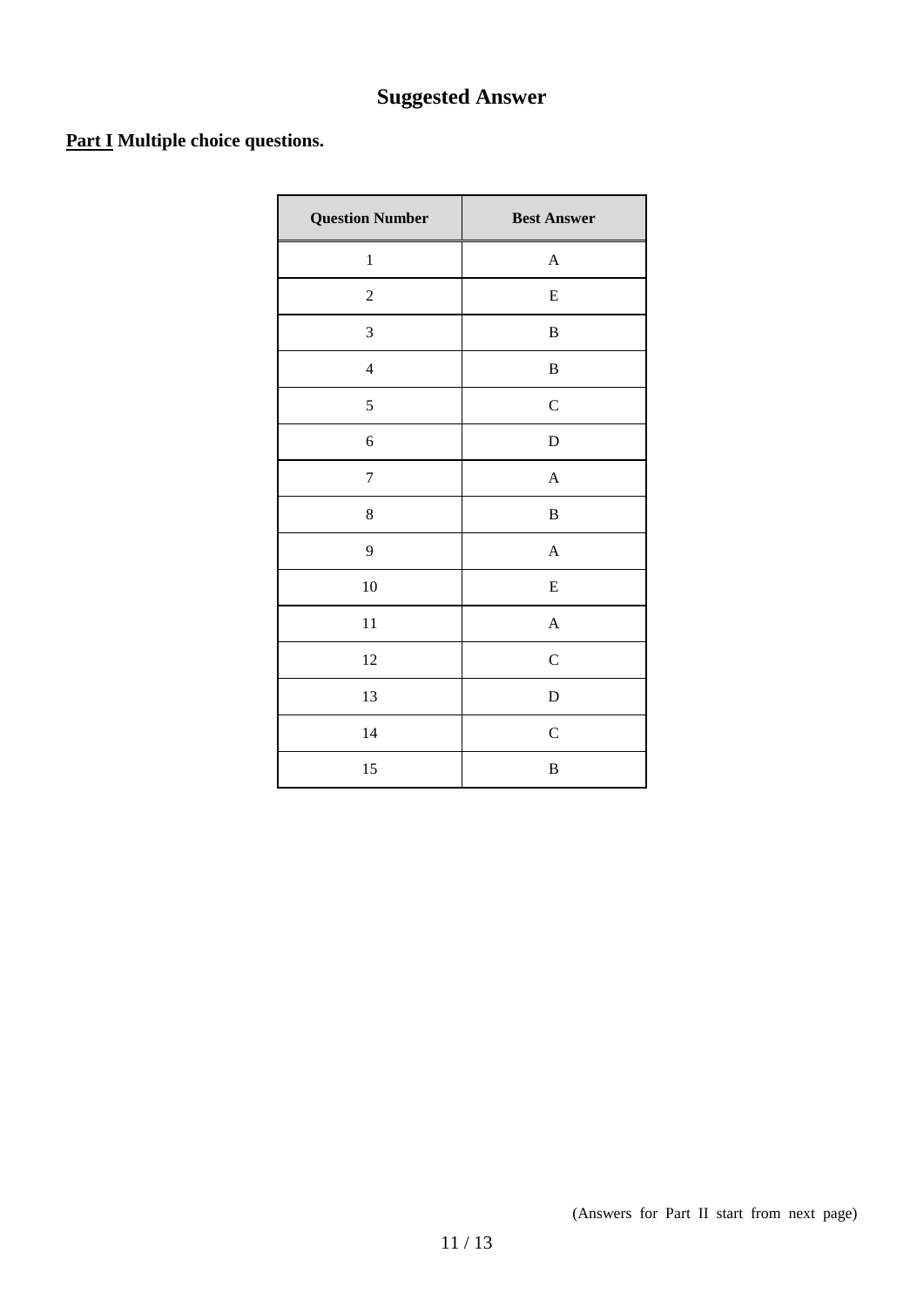# Suggested Answer

**Part I Multiple choice questions.**

| Question Number | Best Answer |
|---|---|
| 1 | A |
| 2 | E |
| 3 | B |
| 4 | B |
| 5 | C |
| 6 | D |
| 7 | A |
| 8 | B |
| 9 | A |
| 10 | E |
| 11 | A |
| 12 | C |
| 13 | D |
| 14 | C |
| 15 | B |

(Answers for Part II start from next page)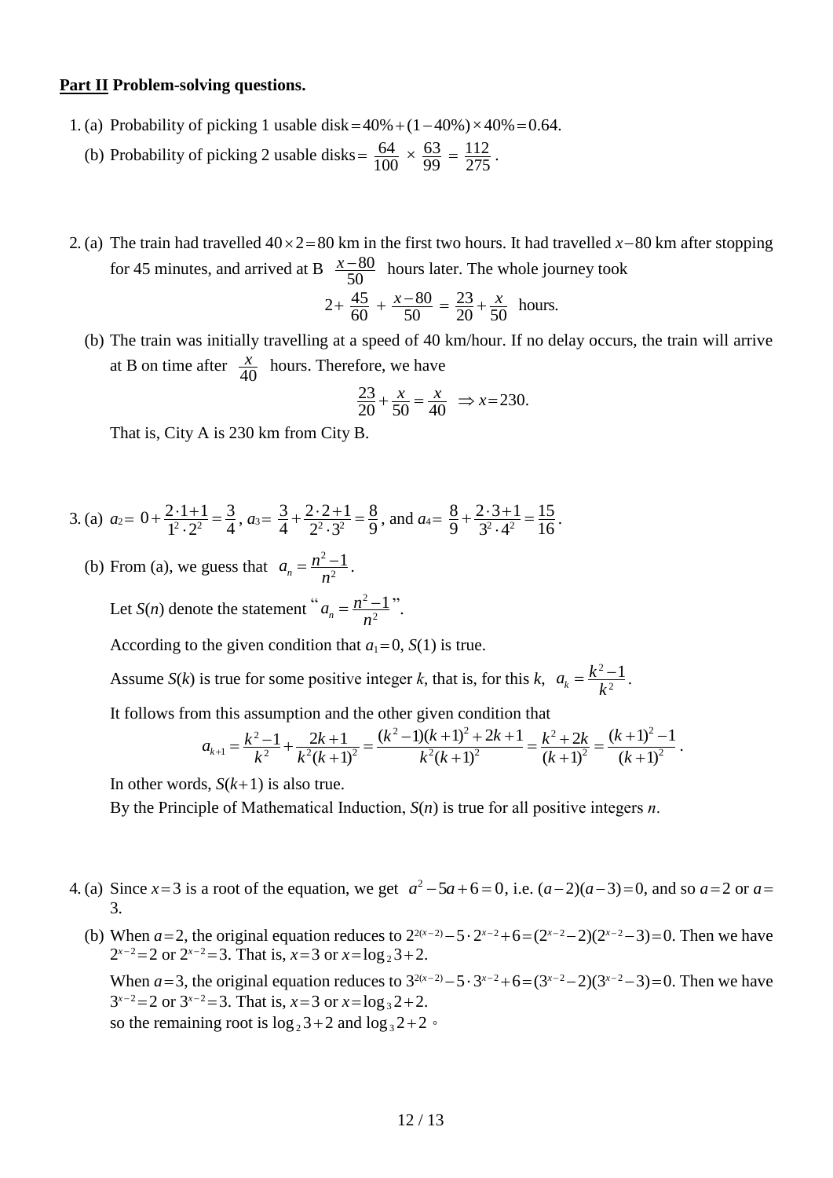**Part II Problem-solving questions.**

1. (a) Probability of picking 1 usable disk $= 40\% + (1 - 40\%) \times 40\% = 0.64$.

   (b) Probability of picking 2 usable disks $= \frac{64}{100} \times \frac{63}{99} = \frac{112}{275}$.

2. (a) The train had travelled $40 \times 2 = 80$ km in the first two hours. It had travelled $x - 80$ km after stopping for 45 minutes, and arrived at B $\frac{x-80}{50}$ hours later. The whole journey took

$$2 + \frac{45}{60} + \frac{x-80}{50} = \frac{23}{20} + \frac{x}{50} \text{ hours.}$$

   (b) The train was initially travelling at a speed of 40 km/hour. If no delay occurs, the train will arrive at B on time after $\frac{x}{40}$ hours. Therefore, we have

$$\frac{23}{20} + \frac{x}{50} = \frac{x}{40} \Rightarrow x = 230.$$

   That is, City A is 230 km from City B.

3. (a) $a_2 = 0 + \frac{2 \cdot 1 + 1}{1^2 \cdot 2^2} = \frac{3}{4}$, $a_3 = \frac{3}{4} + \frac{2 \cdot 2 + 1}{2^2 \cdot 3^2} = \frac{8}{9}$, and $a_4 = \frac{8}{9} + \frac{2 \cdot 3 + 1}{3^2 \cdot 4^2} = \frac{15}{16}$.

   (b) From (a), we guess that $a_n = \frac{n^2 - 1}{n^2}$.

   Let $S(n)$ denote the statement "$a_n = \frac{n^2 - 1}{n^2}$".

   According to the given condition that $a_1 = 0$, $S(1)$ is true.

   Assume $S(k)$ is true for some positive integer $k$, that is, for this $k$, $a_k = \frac{k^2 - 1}{k^2}$.

   It follows from this assumption and the other given condition that

$$a_{k+1} = \frac{k^2 - 1}{k^2} + \frac{2k+1}{k^2(k+1)^2} = \frac{(k^2-1)(k+1)^2 + 2k + 1}{k^2(k+1)^2} = \frac{k^2 + 2k}{(k+1)^2} = \frac{(k+1)^2 - 1}{(k+1)^2}.$$

   In other words, $S(k+1)$ is also true.

   By the Principle of Mathematical Induction, $S(n)$ is true for all positive integers $n$.

4. (a) Since $x = 3$ is a root of the equation, we get $a^2 - 5a + 6 = 0$, i.e. $(a-2)(a-3) = 0$, and so $a = 2$ or $a = 3$.

   (b) When $a = 2$, the original equation reduces to $2^{2(x-2)} - 5 \cdot 2^{x-2} + 6 = (2^{x-2} - 2)(2^{x-2} - 3) = 0$. Then we have $2^{x-2} = 2$ or $2^{x-2} = 3$. That is, $x = 3$ or $x = \log_2 3 + 2$.

   When $a = 3$, the original equation reduces to $3^{2(x-2)} - 5 \cdot 3^{x-2} + 6 = (3^{x-2} - 2)(3^{x-2} - 3) = 0$. Then we have $3^{x-2} = 2$ or $3^{x-2} = 3$. That is, $x = 3$ or $x = \log_3 2 + 2$.

   so the remaining root is $\log_2 3 + 2$ and $\log_3 2 + 2$。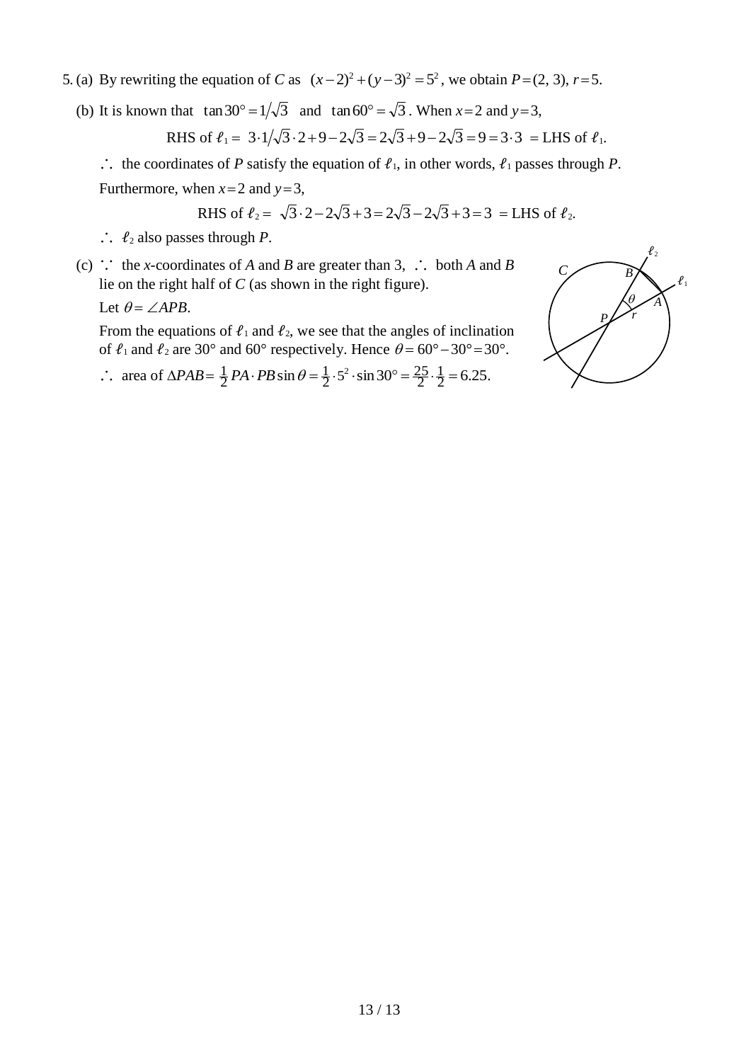5. (a) By rewriting the equation of $C$ as $(x-2)^2+(y-3)^2=5^2$, we obtain $P=(2, 3)$, $r=5$.

(b) It is known that $\tan 30° = 1/\sqrt{3}$ and $\tan 60° = \sqrt{3}$. When $x=2$ and $y=3$,

$$\text{RHS of } \ell_1 = 3\cdot 1/\sqrt{3}\cdot 2+9-2\sqrt{3} = 2\sqrt{3}+9-2\sqrt{3} = 9 = 3\cdot 3 = \text{LHS of } \ell_1.$$

$\therefore$ the coordinates of $P$ satisfy the equation of $\ell_1$, in other words, $\ell_1$ passes through $P$.

Furthermore, when $x=2$ and $y=3$,

$$\text{RHS of } \ell_2 = \sqrt{3}\cdot 2-2\sqrt{3}+3 = 2\sqrt{3}-2\sqrt{3}+3 = 3 = \text{LHS of } \ell_2.$$

$\therefore$ $\ell_2$ also passes through $P$.

(c) $\because$ the $x$-coordinates of $A$ and $B$ are greater than 3, $\therefore$ both $A$ and $B$ lie on the right half of $C$ (as shown in the right figure).

Let $\theta = \angle APB$.

From the equations of $\ell_1$ and $\ell_2$, we see that the angles of inclination of $\ell_1$ and $\ell_2$ are 30° and 60° respectively. Hence $\theta = 60° - 30° = 30°$.

$\therefore$ area of $\Delta PAB = \frac{1}{2} PA\cdot PB \sin\theta = \frac{1}{2}\cdot 5^2 \cdot \sin 30° = \frac{25}{2}\cdot\frac{1}{2} = 6.25$.

$\ell_2$

$C$

$B$

$\ell_1$

$\theta$

$A$

$P$

$r$